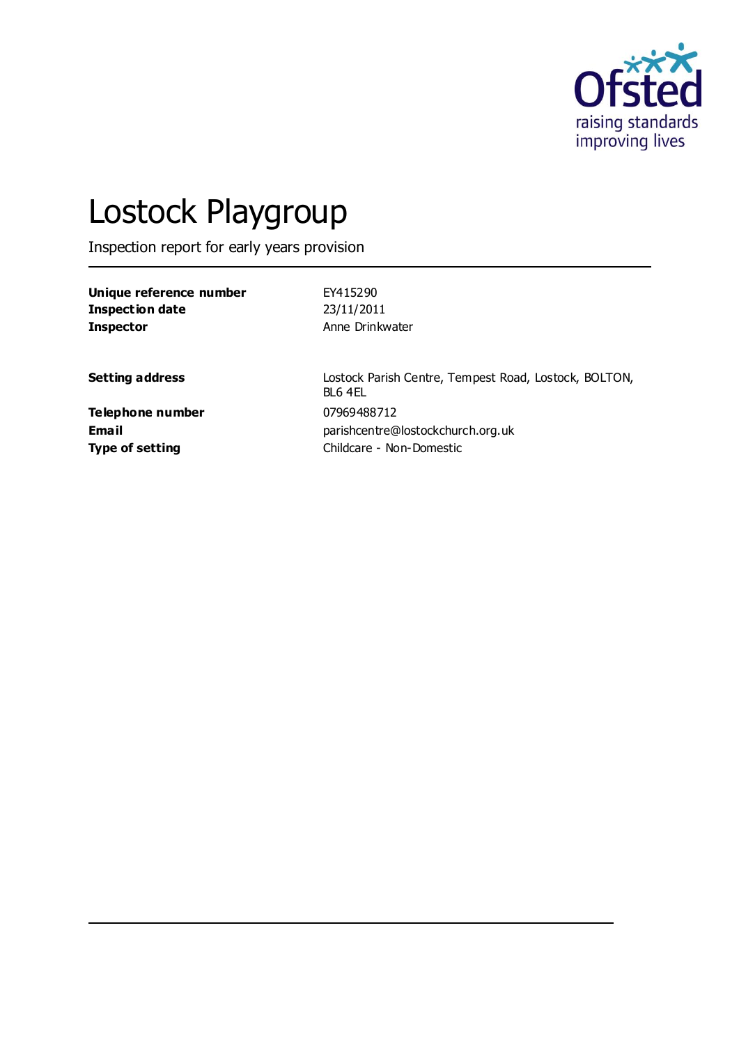Ofsted
raising standards
improving lives

# Lostock Playgroup

Inspection report for early years provision

| | |
|---|---|
| **Unique reference number** | EY415290 |
| **Inspection date** | 23/11/2011 |
| **Inspector** | Anne Drinkwater |

| | |
|---|---|
| **Setting address** | Lostock Parish Centre, Tempest Road, Lostock, BOLTON, BL6 4EL |
| **Telephone number** | 07969488712 |
| **Email** | parishcentre@lostockchurch.org.uk |
| **Type of setting** | Childcare - Non-Domestic |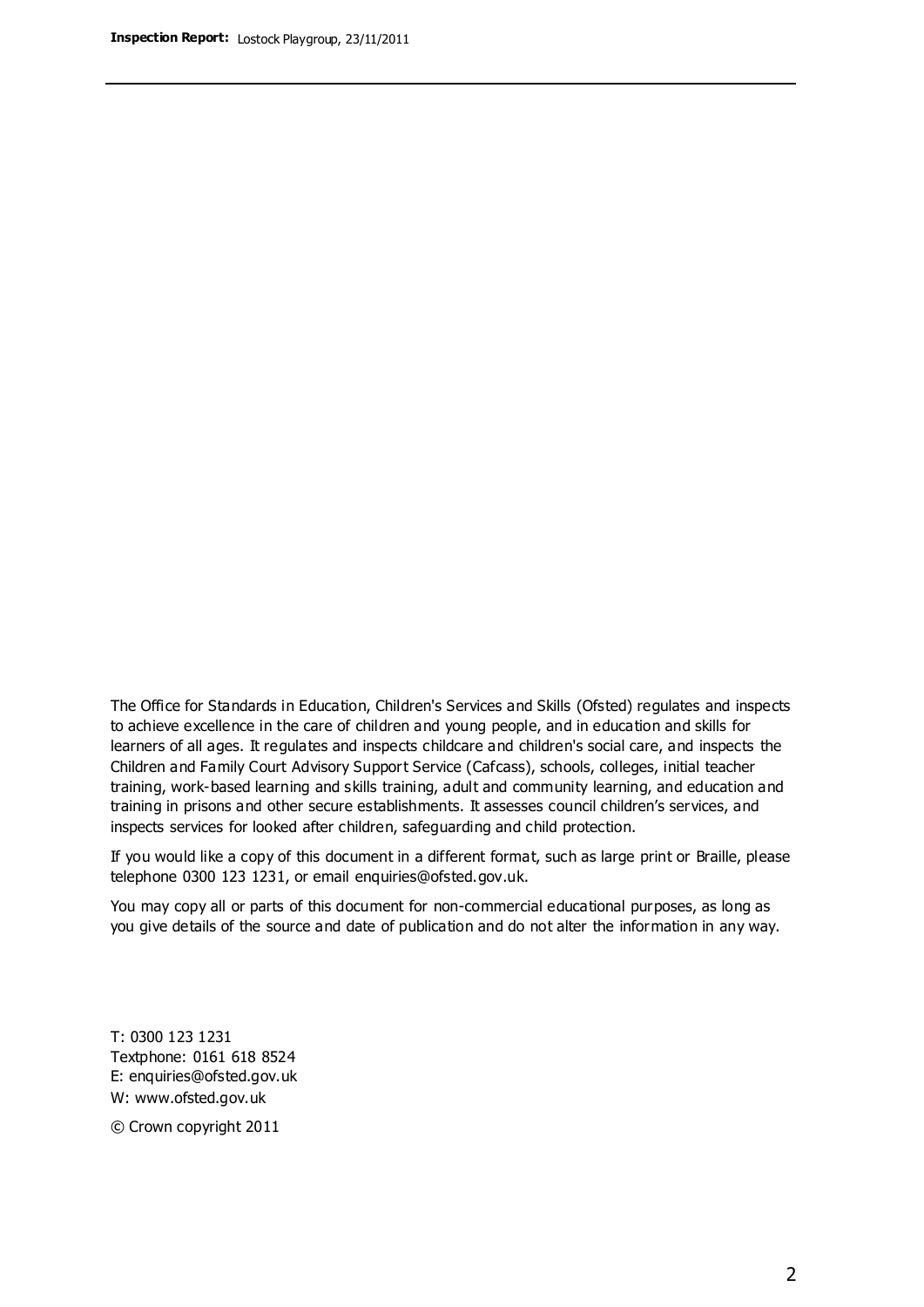The Office for Standards in Education, Children's Services and Skills (Ofsted) regulates and inspects to achieve excellence in the care of children and young people, and in education and skills for learners of all ages. It regulates and inspects childcare and children's social care, and inspects the Children and Family Court Advisory Support Service (Cafcass), schools, colleges, initial teacher training, work-based learning and skills training, adult and community learning, and education and training in prisons and other secure establishments. It assesses council children's services, and inspects services for looked after children, safeguarding and child protection.

If you would like a copy of this document in a different format, such as large print or Braille, please telephone 0300 123 1231, or email enquiries@ofsted.gov.uk.

You may copy all or parts of this document for non-commercial educational purposes, as long as you give details of the source and date of publication and do not alter the information in any way.

T: 0300 123 1231
Textphone: 0161 618 8524
E: enquiries@ofsted.gov.uk
W: www.ofsted.gov.uk

© Crown copyright 2011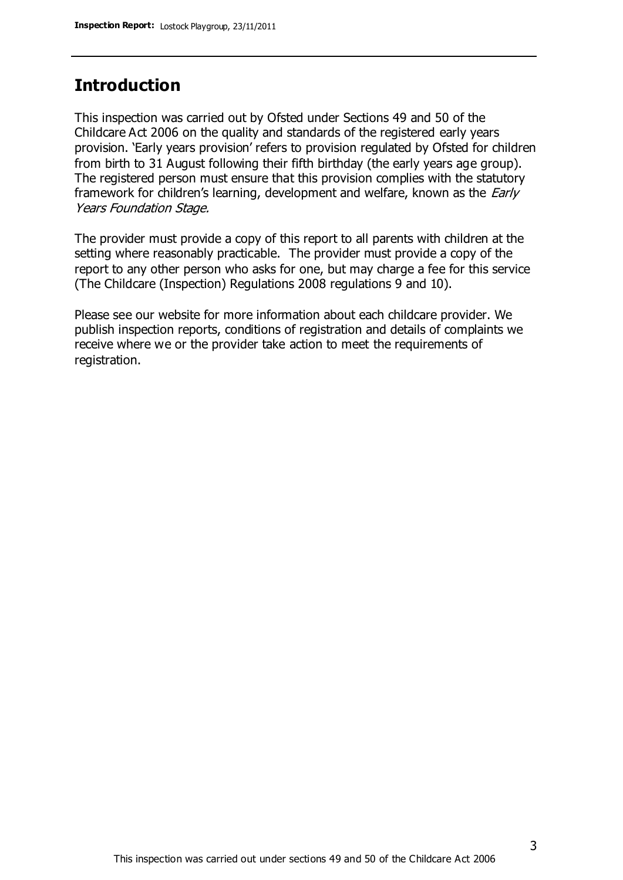## Introduction

This inspection was carried out by Ofsted under Sections 49 and 50 of the Childcare Act 2006 on the quality and standards of the registered early years provision. 'Early years provision' refers to provision regulated by Ofsted for children from birth to 31 August following their fifth birthday (the early years age group). The registered person must ensure that this provision complies with the statutory framework for children's learning, development and welfare, known as the *Early Years Foundation Stage.*

The provider must provide a copy of this report to all parents with children at the setting where reasonably practicable. The provider must provide a copy of the report to any other person who asks for one, but may charge a fee for this service (The Childcare (Inspection) Regulations 2008 regulations 9 and 10).

Please see our website for more information about each childcare provider. We publish inspection reports, conditions of registration and details of complaints we receive where we or the provider take action to meet the requirements of registration.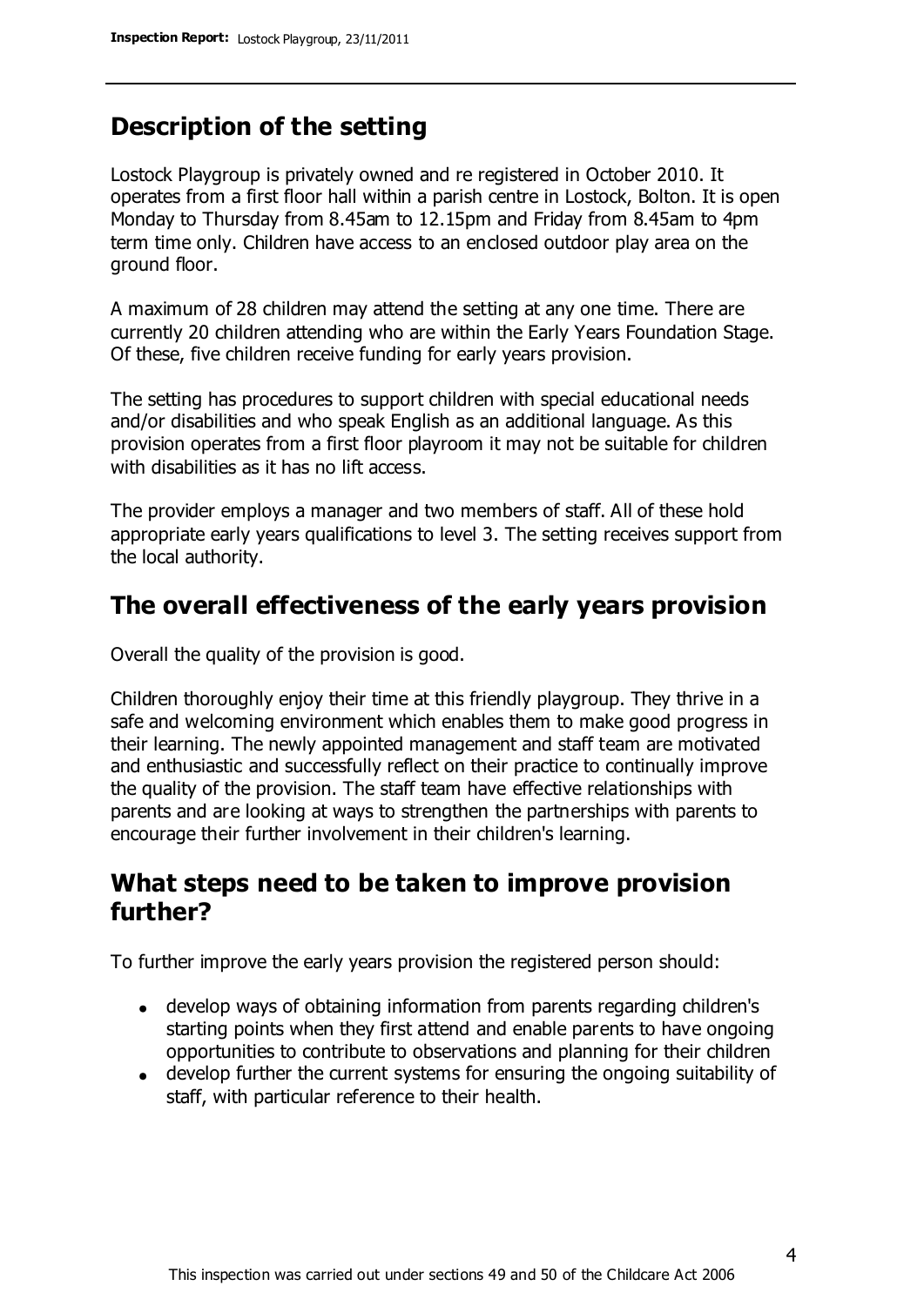## Description of the setting

Lostock Playgroup is privately owned and re registered in October 2010. It operates from a first floor hall within a parish centre in Lostock, Bolton. It is open Monday to Thursday from 8.45am to 12.15pm and Friday from 8.45am to 4pm term time only. Children have access to an enclosed outdoor play area on the ground floor.

A maximum of 28 children may attend the setting at any one time. There are currently 20 children attending who are within the Early Years Foundation Stage. Of these, five children receive funding for early years provision.

The setting has procedures to support children with special educational needs and/or disabilities and who speak English as an additional language. As this provision operates from a first floor playroom it may not be suitable for children with disabilities as it has no lift access.

The provider employs a manager and two members of staff. All of these hold appropriate early years qualifications to level 3. The setting receives support from the local authority.

## The overall effectiveness of the early years provision

Overall the quality of the provision is good.

Children thoroughly enjoy their time at this friendly playgroup. They thrive in a safe and welcoming environment which enables them to make good progress in their learning. The newly appointed management and staff team are motivated and enthusiastic and successfully reflect on their practice to continually improve the quality of the provision. The staff team have effective relationships with parents and are looking at ways to strengthen the partnerships with parents to encourage their further involvement in their children's learning.

## What steps need to be taken to improve provision further?

To further improve the early years provision the registered person should:

- develop ways of obtaining information from parents regarding children's starting points when they first attend and enable parents to have ongoing opportunities to contribute to observations and planning for their children
- develop further the current systems for ensuring the ongoing suitability of staff, with particular reference to their health.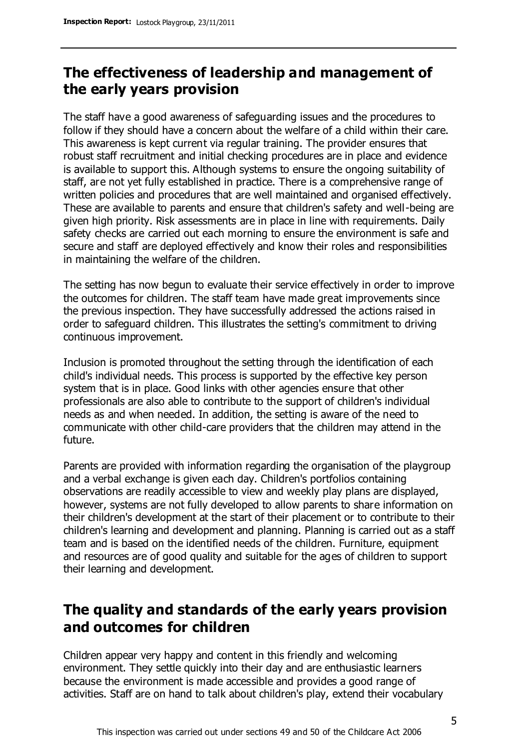## The effectiveness of leadership and management of the early years provision

The staff have a good awareness of safeguarding issues and the procedures to follow if they should have a concern about the welfare of a child within their care. This awareness is kept current via regular training. The provider ensures that robust staff recruitment and initial checking procedures are in place and evidence is available to support this. Although systems to ensure the ongoing suitability of staff, are not yet fully established in practice. There is a comprehensive range of written policies and procedures that are well maintained and organised effectively. These are available to parents and ensure that children's safety and well-being are given high priority. Risk assessments are in place in line with requirements. Daily safety checks are carried out each morning to ensure the environment is safe and secure and staff are deployed effectively and know their roles and responsibilities in maintaining the welfare of the children.

The setting has now begun to evaluate their service effectively in order to improve the outcomes for children. The staff team have made great improvements since the previous inspection. They have successfully addressed the actions raised in order to safeguard children. This illustrates the setting's commitment to driving continuous improvement.

Inclusion is promoted throughout the setting through the identification of each child's individual needs. This process is supported by the effective key person system that is in place. Good links with other agencies ensure that other professionals are also able to contribute to the support of children's individual needs as and when needed. In addition, the setting is aware of the need to communicate with other child-care providers that the children may attend in the future.

Parents are provided with information regarding the organisation of the playgroup and a verbal exchange is given each day. Children's portfolios containing observations are readily accessible to view and weekly play plans are displayed, however, systems are not fully developed to allow parents to share information on their children's development at the start of their placement or to contribute to their children's learning and development and planning. Planning is carried out as a staff team and is based on the identified needs of the children. Furniture, equipment and resources are of good quality and suitable for the ages of children to support their learning and development.

## The quality and standards of the early years provision and outcomes for children

Children appear very happy and content in this friendly and welcoming environment. They settle quickly into their day and are enthusiastic learners because the environment is made accessible and provides a good range of activities. Staff are on hand to talk about children's play, extend their vocabulary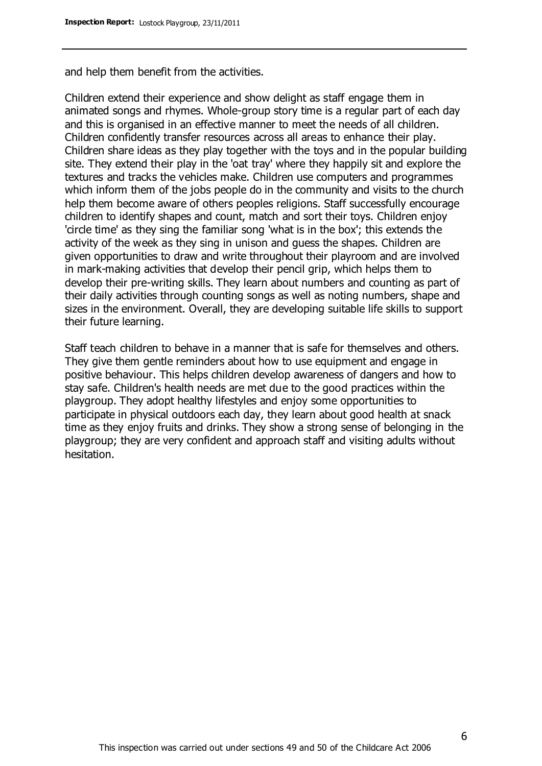and help them benefit from the activities.

Children extend their experience and show delight as staff engage them in animated songs and rhymes. Whole-group story time is a regular part of each day and this is organised in an effective manner to meet the needs of all children. Children confidently transfer resources across all areas to enhance their play. Children share ideas as they play together with the toys and in the popular building site. They extend their play in the 'oat tray' where they happily sit and explore the textures and tracks the vehicles make. Children use computers and programmes which inform them of the jobs people do in the community and visits to the church help them become aware of others peoples religions. Staff successfully encourage children to identify shapes and count, match and sort their toys. Children enjoy 'circle time' as they sing the familiar song 'what is in the box'; this extends the activity of the week as they sing in unison and guess the shapes. Children are given opportunities to draw and write throughout their playroom and are involved in mark-making activities that develop their pencil grip, which helps them to develop their pre-writing skills. They learn about numbers and counting as part of their daily activities through counting songs as well as noting numbers, shape and sizes in the environment. Overall, they are developing suitable life skills to support their future learning.

Staff teach children to behave in a manner that is safe for themselves and others. They give them gentle reminders about how to use equipment and engage in positive behaviour. This helps children develop awareness of dangers and how to stay safe. Children's health needs are met due to the good practices within the playgroup. They adopt healthy lifestyles and enjoy some opportunities to participate in physical outdoors each day, they learn about good health at snack time as they enjoy fruits and drinks. They show a strong sense of belonging in the playgroup; they are very confident and approach staff and visiting adults without hesitation.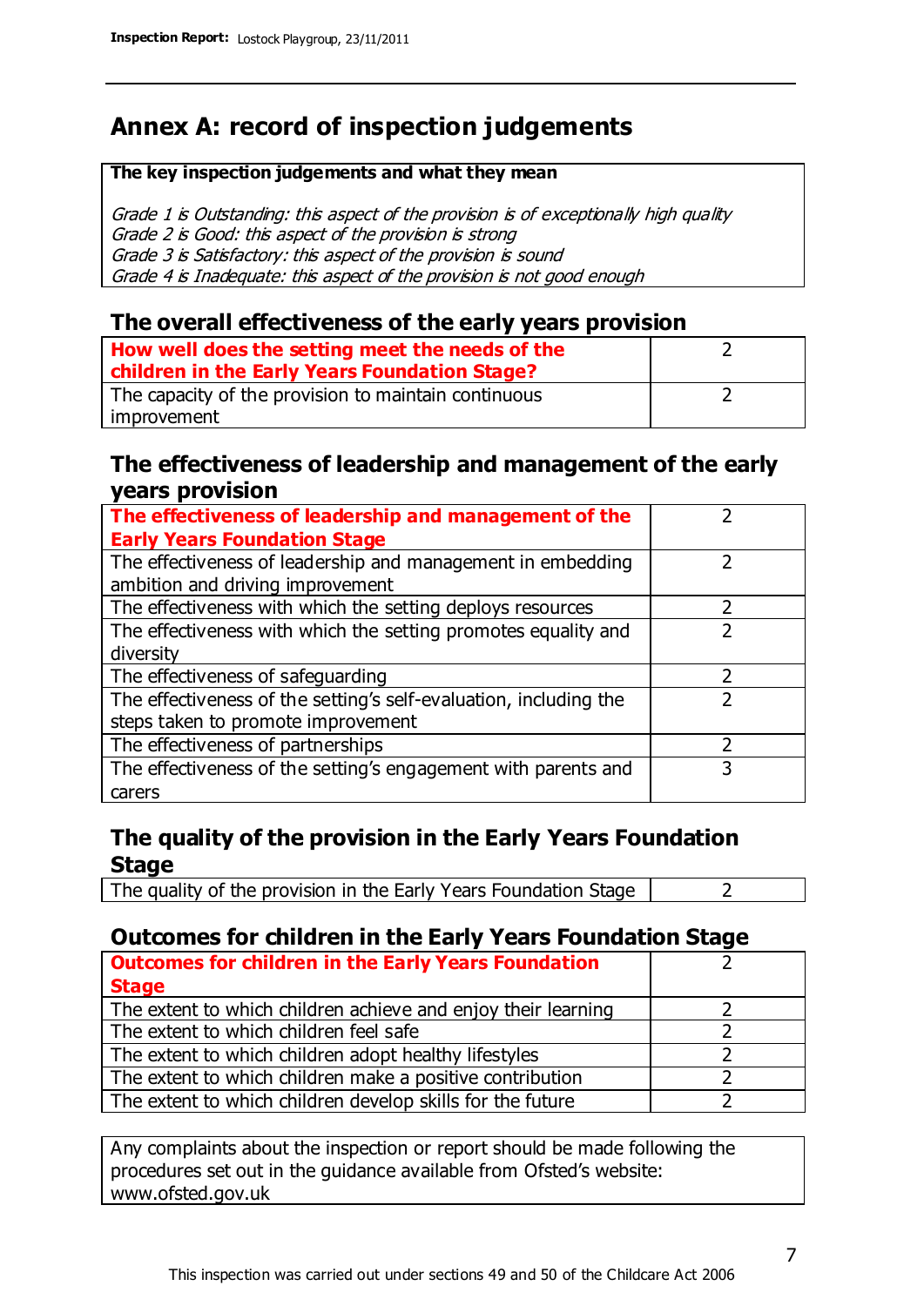## Annex A: record of inspection judgements

**The key inspection judgements and what they mean**

*Grade 1 is Outstanding: this aspect of the provision is of exceptionally high quality*
*Grade 2 is Good: this aspect of the provision is strong*
*Grade 3 is Satisfactory: this aspect of the provision is sound*
*Grade 4 is Inadequate: this aspect of the provision is not good enough*

### The overall effectiveness of the early years provision

| | |
|---|---|
| **How well does the setting meet the needs of the children in the Early Years Foundation Stage?** | 2 |
| The capacity of the provision to maintain continuous improvement | 2 |

### The effectiveness of leadership and management of the early years provision

| | |
|---|---|
| **The effectiveness of leadership and management of the Early Years Foundation Stage** | 2 |
| The effectiveness of leadership and management in embedding ambition and driving improvement | 2 |
| The effectiveness with which the setting deploys resources | 2 |
| The effectiveness with which the setting promotes equality and diversity | 2 |
| The effectiveness of safeguarding | 2 |
| The effectiveness of the setting's self-evaluation, including the steps taken to promote improvement | 2 |
| The effectiveness of partnerships | 2 |
| The effectiveness of the setting's engagement with parents and carers | 3 |

### The quality of the provision in the Early Years Foundation Stage

| | |
|---|---|
| The quality of the provision in the Early Years Foundation Stage | 2 |

### Outcomes for children in the Early Years Foundation Stage

| | |
|---|---|
| **Outcomes for children in the Early Years Foundation Stage** | 2 |
| The extent to which children achieve and enjoy their learning | 2 |
| The extent to which children feel safe | 2 |
| The extent to which children adopt healthy lifestyles | 2 |
| The extent to which children make a positive contribution | 2 |
| The extent to which children develop skills for the future | 2 |

Any complaints about the inspection or report should be made following the procedures set out in the guidance available from Ofsted's website: www.ofsted.gov.uk

This inspection was carried out under sections 49 and 50 of the Childcare Act 2006